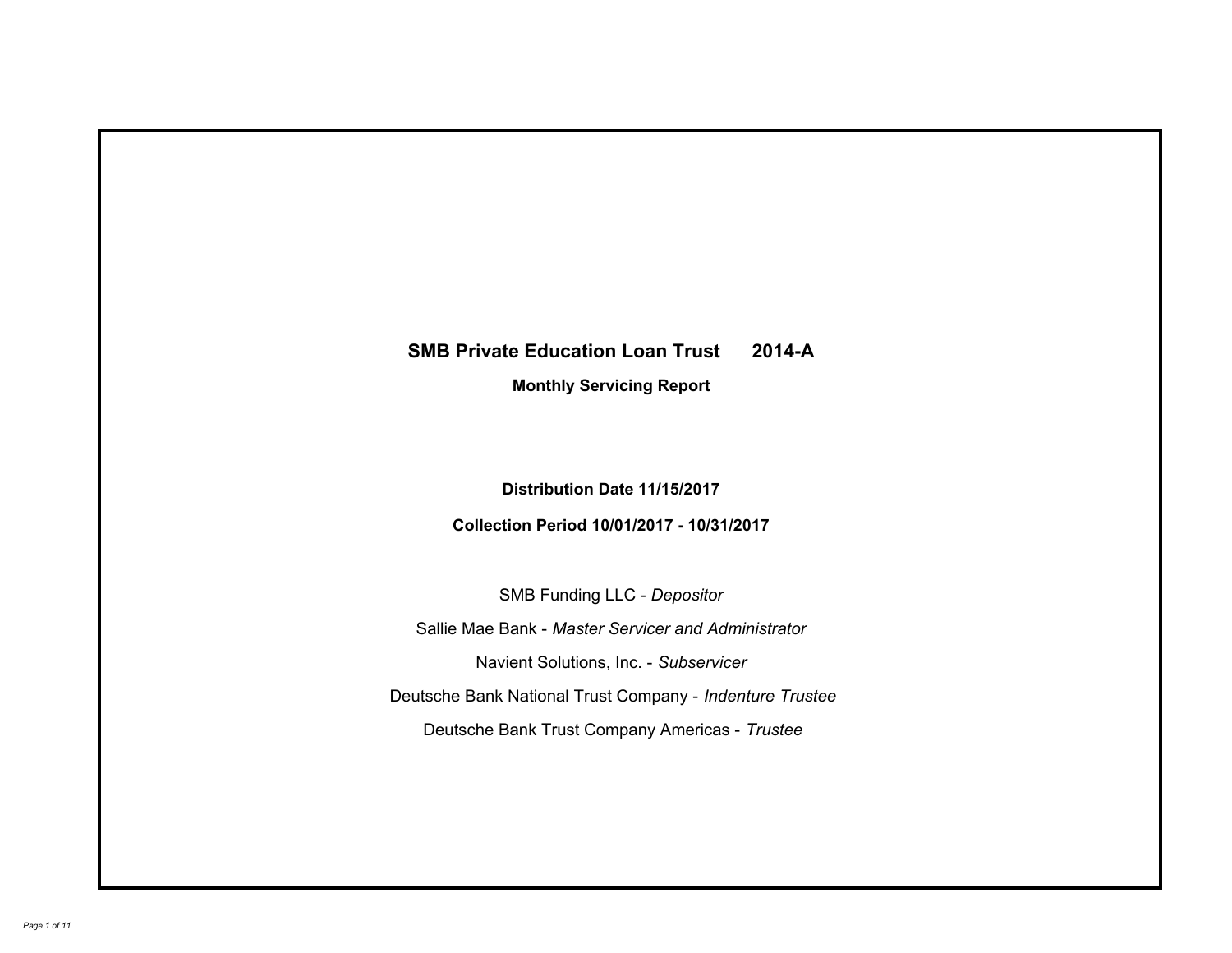# SMB Private Education Loan Trust 2014-A

## Monthly Servicing Report

**Distribution Date 11/15/2017**

**Collection Period 10/01/2017 - 10/31/2017**

SMB Funding LLC - *Depositor*

Sallie Mae Bank - *Master Servicer and Administrator*

Navient Solutions, Inc. - *Subservicer*

Deutsche Bank National Trust Company - *Indenture Trustee*

Deutsche Bank Trust Company Americas - *Trustee*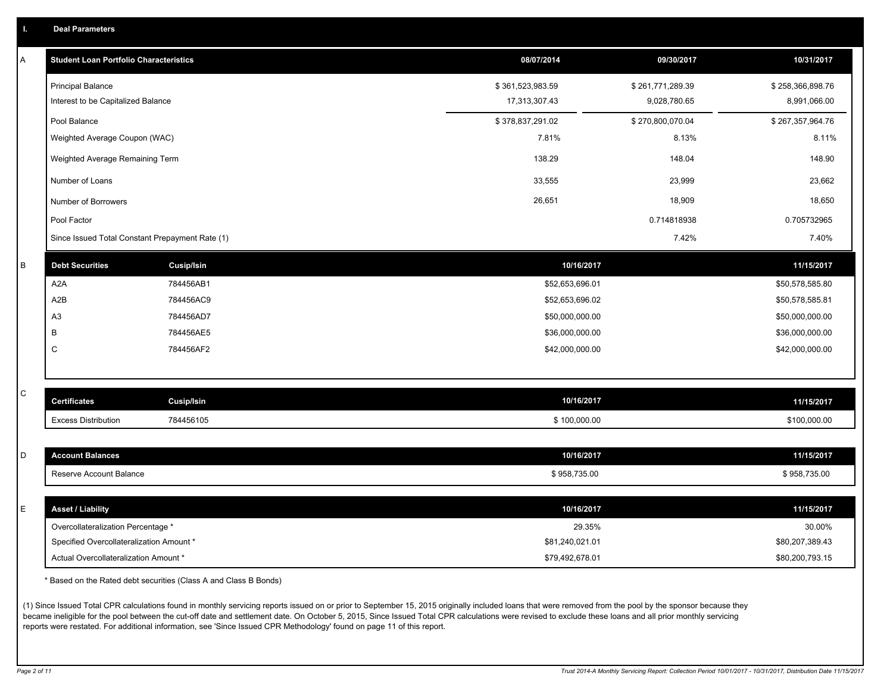## I. Deal Parameters

### A

| Student Loan Portfolio Characteristics | 08/07/2014 | 09/30/2017 | 10/31/2017 |
|---|---|---|---|
| Principal Balance | $ 361,523,983.59 | $ 261,771,289.39 | $ 258,366,898.76 |
| Interest to be Capitalized Balance | 17,313,307.43 | 9,028,780.65 | 8,991,066.00 |
| Pool Balance | $ 378,837,291.02 | $ 270,800,070.04 | $ 267,357,964.76 |
| Weighted Average Coupon (WAC) | 7.81% | 8.13% | 8.11% |
| Weighted Average Remaining Term | 138.29 | 148.04 | 148.90 |
| Number of Loans | 33,555 | 23,999 | 23,662 |
| Number of Borrowers | 26,651 | 18,909 | 18,650 |
| Pool Factor | | 0.714818938 | 0.705732965 |
| Since Issued Total Constant Prepayment Rate (1) | | 7.42% | 7.40% |

### B

| Debt Securities | Cusip/Isin | 10/16/2017 | 11/15/2017 |
|---|---|---|---|
| A2A | 784456AB1 | $52,653,696.01 | $50,578,585.80 |
| A2B | 784456AC9 | $52,653,696.02 | $50,578,585.81 |
| A3 | 784456AD7 | $50,000,000.00 | $50,000,000.00 |
| B | 784456AE5 | $36,000,000.00 | $36,000,000.00 |
| C | 784456AF2 | $42,000,000.00 | $42,000,000.00 |

### C

| Certificates | Cusip/Isin | 10/16/2017 | 11/15/2017 |
|---|---|---|---|
| Excess Distribution | 784456105 | $ 100,000.00 | $100,000.00 |

### D

| Account Balances | 10/16/2017 | 11/15/2017 |
|---|---|---|
| Reserve Account Balance | $ 958,735.00 | $ 958,735.00 |

### E

| Asset / Liability | 10/16/2017 | 11/15/2017 |
|---|---|---|
| Overcollateralization Percentage * | 29.35% | 30.00% |
| Specified Overcollateralization Amount * | $81,240,021.01 | $80,207,389.43 |
| Actual Overcollateralization Amount * | $79,492,678.01 | $80,200,793.15 |

* Based on the Rated debt securities (Class A and Class B Bonds)

(1) Since Issued Total CPR calculations found in monthly servicing reports issued on or prior to September 15, 2015 originally included loans that were removed from the pool by the sponsor because they became ineligible for the pool between the cut-off date and settlement date. On October 5, 2015, Since Issued Total CPR calculations were revised to exclude these loans and all prior monthly servicing reports were restated. For additional information, see 'Since Issued CPR Methodology' found on page 11 of this report.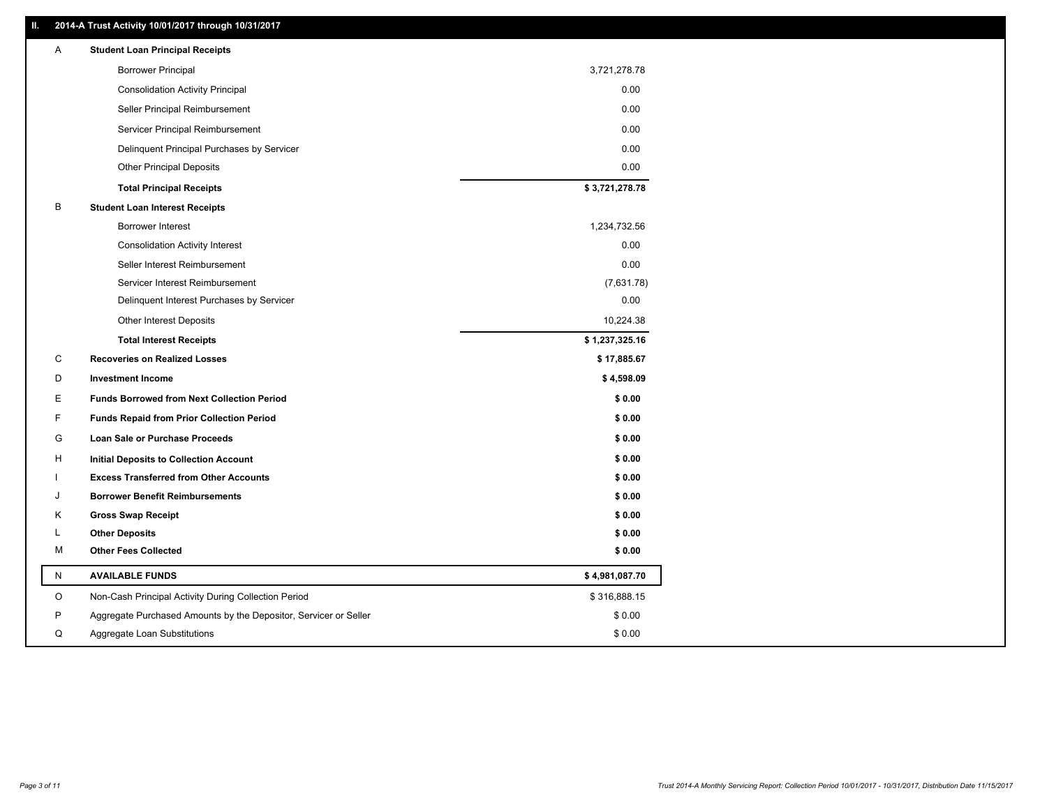## II. 2014-A Trust Activity 10/01/2017 through 10/31/2017

| | | |
|---|---|---|
| A | **Student Loan Principal Receipts** | |
| | Borrower Principal | 3,721,278.78 |
| | Consolidation Activity Principal | 0.00 |
| | Seller Principal Reimbursement | 0.00 |
| | Servicer Principal Reimbursement | 0.00 |
| | Delinquent Principal Purchases by Servicer | 0.00 |
| | Other Principal Deposits | 0.00 |
| | **Total Principal Receipts** | **$ 3,721,278.78** |
| B | **Student Loan Interest Receipts** | |
| | Borrower Interest | 1,234,732.56 |
| | Consolidation Activity Interest | 0.00 |
| | Seller Interest Reimbursement | 0.00 |
| | Servicer Interest Reimbursement | (7,631.78) |
| | Delinquent Interest Purchases by Servicer | 0.00 |
| | Other Interest Deposits | 10,224.38 |
| | **Total Interest Receipts** | **$ 1,237,325.16** |
| C | **Recoveries on Realized Losses** | **$ 17,885.67** |
| D | **Investment Income** | **$ 4,598.09** |
| E | **Funds Borrowed from Next Collection Period** | **$ 0.00** |
| F | **Funds Repaid from Prior Collection Period** | **$ 0.00** |
| G | **Loan Sale or Purchase Proceeds** | **$ 0.00** |
| H | **Initial Deposits to Collection Account** | **$ 0.00** |
| I | **Excess Transferred from Other Accounts** | **$ 0.00** |
| J | **Borrower Benefit Reimbursements** | **$ 0.00** |
| K | **Gross Swap Receipt** | **$ 0.00** |
| L | **Other Deposits** | **$ 0.00** |
| M | **Other Fees Collected** | **$ 0.00** |
| N | **AVAILABLE FUNDS** | **$ 4,981,087.70** |
| O | Non-Cash Principal Activity During Collection Period | $ 316,888.15 |
| P | Aggregate Purchased Amounts by the Depositor, Servicer or Seller | $ 0.00 |
| Q | Aggregate Loan Substitutions | $ 0.00 |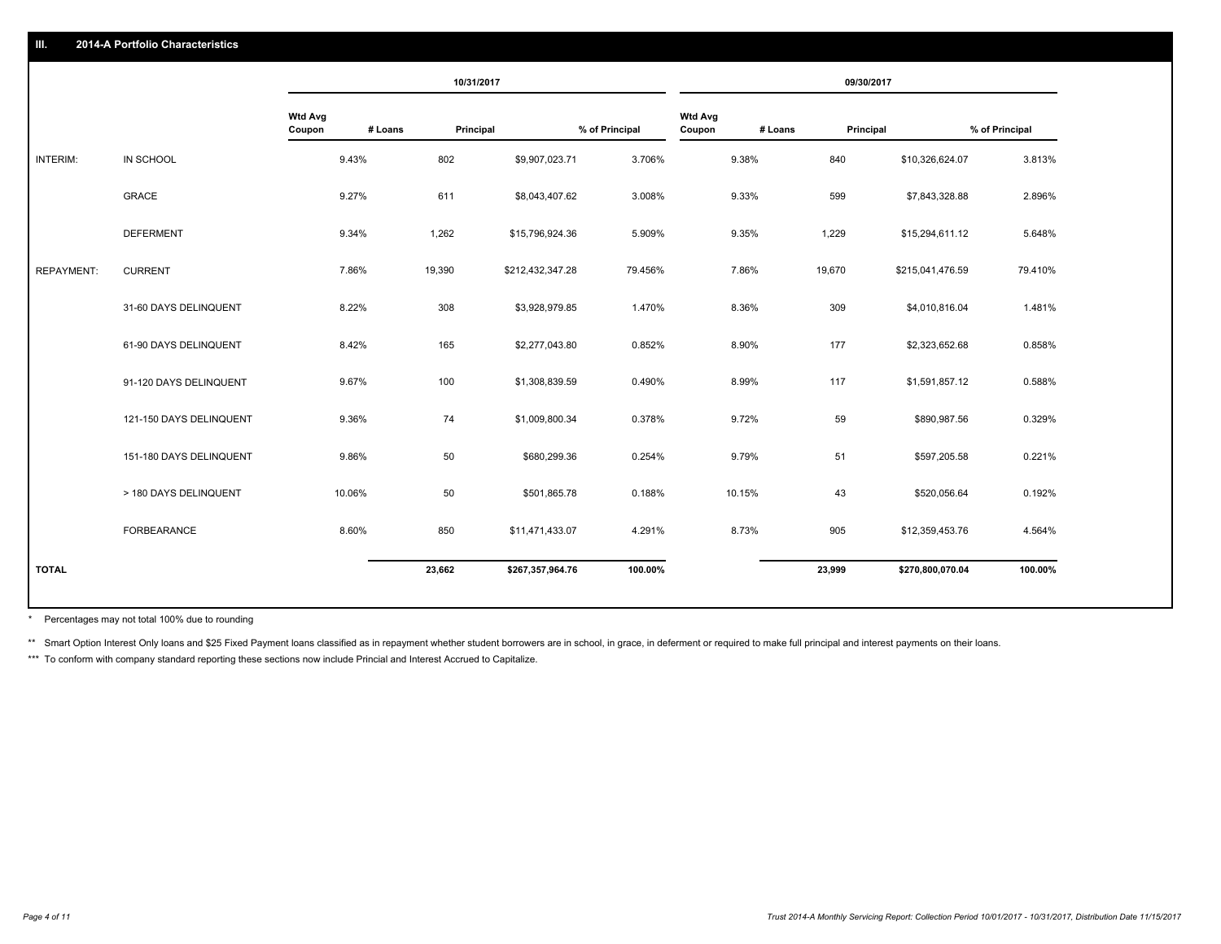## III. 2014-A Portfolio Characteristics

| | | 10/31/2017 | | | | 09/30/2017 | | | |
|---|---|---|---|---|---|---|---|---|---|
| | | Wtd Avg Coupon | # Loans | Principal | % of Principal | Wtd Avg Coupon | # Loans | Principal | % of Principal |
| INTERIM: | IN SCHOOL | 9.43% | 802 | $9,907,023.71 | 3.706% | 9.38% | 840 | $10,326,624.07 | 3.813% |
| | GRACE | 9.27% | 611 | $8,043,407.62 | 3.008% | 9.33% | 599 | $7,843,328.88 | 2.896% |
| | DEFERMENT | 9.34% | 1,262 | $15,796,924.36 | 5.909% | 9.35% | 1,229 | $15,294,611.12 | 5.648% |
| REPAYMENT: | CURRENT | 7.86% | 19,390 | $212,432,347.28 | 79.456% | 7.86% | 19,670 | $215,041,476.59 | 79.410% |
| | 31-60 DAYS DELINQUENT | 8.22% | 308 | $3,928,979.85 | 1.470% | 8.36% | 309 | $4,010,816.04 | 1.481% |
| | 61-90 DAYS DELINQUENT | 8.42% | 165 | $2,277,043.80 | 0.852% | 8.90% | 177 | $2,323,652.68 | 0.858% |
| | 91-120 DAYS DELINQUENT | 9.67% | 100 | $1,308,839.59 | 0.490% | 8.99% | 117 | $1,591,857.12 | 0.588% |
| | 121-150 DAYS DELINQUENT | 9.36% | 74 | $1,009,800.34 | 0.378% | 9.72% | 59 | $890,987.56 | 0.329% |
| | 151-180 DAYS DELINQUENT | 9.86% | 50 | $680,299.36 | 0.254% | 9.79% | 51 | $597,205.58 | 0.221% |
| | > 180 DAYS DELINQUENT | 10.06% | 50 | $501,865.78 | 0.188% | 10.15% | 43 | $520,056.64 | 0.192% |
| | FORBEARANCE | 8.60% | 850 | $11,471,433.07 | 4.291% | 8.73% | 905 | $12,359,453.76 | 4.564% |
| **TOTAL** | | | **23,662** | **$267,357,964.76** | **100.00%** | | **23,999** | **$270,800,070.04** | **100.00%** |

\* Percentages may not total 100% due to rounding

** Smart Option Interest Only loans and $25 Fixed Payment loans classified as in repayment whether student borrowers are in school, in grace, in deferment or required to make full principal and interest payments on their loans.

*** To conform with company standard reporting these sections now include Princial and Interest Accrued to Capitalize.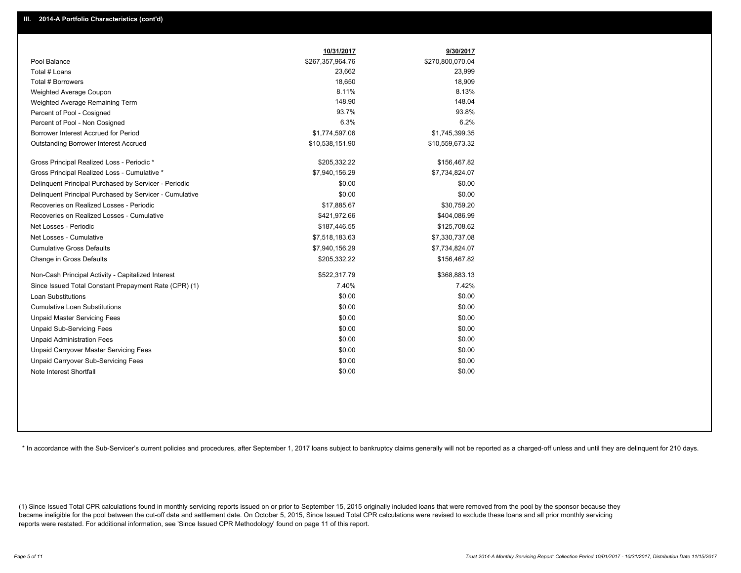## III. 2014-A Portfolio Characteristics (cont'd)

| | 10/31/2017 | 9/30/2017 |
|---|---|---|
| Pool Balance | $267,357,964.76 | $270,800,070.04 |
| Total # Loans | 23,662 | 23,999 |
| Total # Borrowers | 18,650 | 18,909 |
| Weighted Average Coupon | 8.11% | 8.13% |
| Weighted Average Remaining Term | 148.90 | 148.04 |
| Percent of Pool - Cosigned | 93.7% | 93.8% |
| Percent of Pool - Non Cosigned | 6.3% | 6.2% |
| Borrower Interest Accrued for Period | $1,774,597.06 | $1,745,399.35 |
| Outstanding Borrower Interest Accrued | $10,538,151.90 | $10,559,673.32 |
| Gross Principal Realized Loss - Periodic * | $205,332.22 | $156,467.82 |
| Gross Principal Realized Loss - Cumulative * | $7,940,156.29 | $7,734,824.07 |
| Delinquent Principal Purchased by Servicer - Periodic | $0.00 | $0.00 |
| Delinquent Principal Purchased by Servicer - Cumulative | $0.00 | $0.00 |
| Recoveries on Realized Losses - Periodic | $17,885.67 | $30,759.20 |
| Recoveries on Realized Losses - Cumulative | $421,972.66 | $404,086.99 |
| Net Losses - Periodic | $187,446.55 | $125,708.62 |
| Net Losses - Cumulative | $7,518,183.63 | $7,330,737.08 |
| Cumulative Gross Defaults | $7,940,156.29 | $7,734,824.07 |
| Change in Gross Defaults | $205,332.22 | $156,467.82 |
| Non-Cash Principal Activity - Capitalized Interest | $522,317.79 | $368,883.13 |
| Since Issued Total Constant Prepayment Rate (CPR) (1) | 7.40% | 7.42% |
| Loan Substitutions | $0.00 | $0.00 |
| Cumulative Loan Substitutions | $0.00 | $0.00 |
| Unpaid Master Servicing Fees | $0.00 | $0.00 |
| Unpaid Sub-Servicing Fees | $0.00 | $0.00 |
| Unpaid Administration Fees | $0.00 | $0.00 |
| Unpaid Carryover Master Servicing Fees | $0.00 | $0.00 |
| Unpaid Carryover Sub-Servicing Fees | $0.00 | $0.00 |
| Note Interest Shortfall | $0.00 | $0.00 |

* In accordance with the Sub-Servicer's current policies and procedures, after September 1, 2017 loans subject to bankruptcy claims generally will not be reported as a charged-off unless and until they are delinquent for 210 days.

(1) Since Issued Total CPR calculations found in monthly servicing reports issued on or prior to September 15, 2015 originally included loans that were removed from the pool by the sponsor because they became ineligible for the pool between the cut-off date and settlement date. On October 5, 2015, Since Issued Total CPR calculations were revised to exclude these loans and all prior monthly servicing reports were restated. For additional information, see 'Since Issued CPR Methodology' found on page 11 of this report.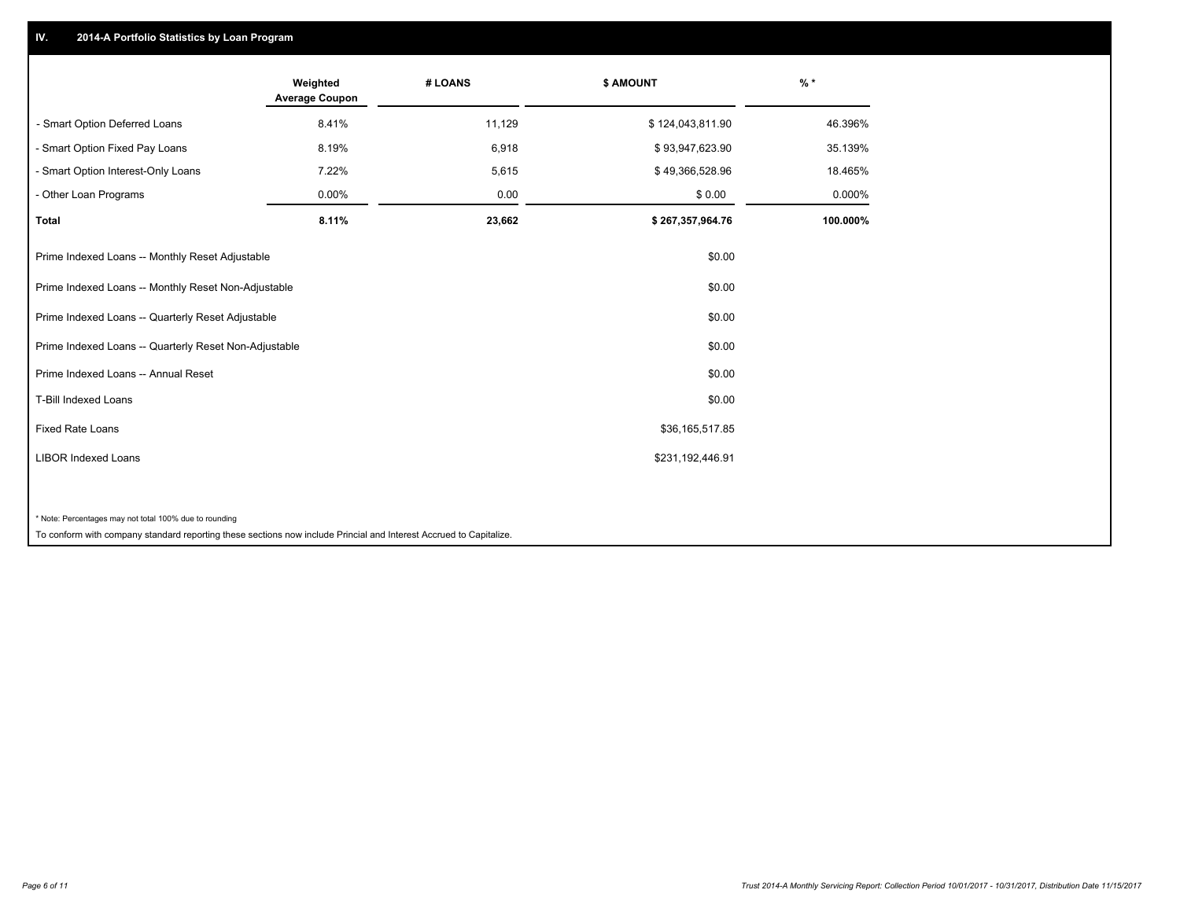## IV. 2014-A Portfolio Statistics by Loan Program

| | Weighted Average Coupon | # LOANS | $ AMOUNT | % * |
|---|---|---|---|---|
| - Smart Option Deferred Loans | 8.41% | 11,129 | $ 124,043,811.90 | 46.396% |
| - Smart Option Fixed Pay Loans | 8.19% | 6,918 | $ 93,947,623.90 | 35.139% |
| - Smart Option Interest-Only Loans | 7.22% | 5,615 | $ 49,366,528.96 | 18.465% |
| - Other Loan Programs | 0.00% | 0.00 | $ 0.00 | 0.000% |
| **Total** | **8.11%** | **23,662** | **$ 267,357,964.76** | **100.000%** |

| | |
|---|---|
| Prime Indexed Loans -- Monthly Reset Adjustable | $0.00 |
| Prime Indexed Loans -- Monthly Reset Non-Adjustable | $0.00 |
| Prime Indexed Loans -- Quarterly Reset Adjustable | $0.00 |
| Prime Indexed Loans -- Quarterly Reset Non-Adjustable | $0.00 |
| Prime Indexed Loans -- Annual Reset | $0.00 |
| T-Bill Indexed Loans | $0.00 |
| Fixed Rate Loans | $36,165,517.85 |
| LIBOR Indexed Loans | $231,192,446.91 |

* Note: Percentages may not total 100% due to rounding

To conform with company standard reporting these sections now include Princial and Interest Accrued to Capitalize.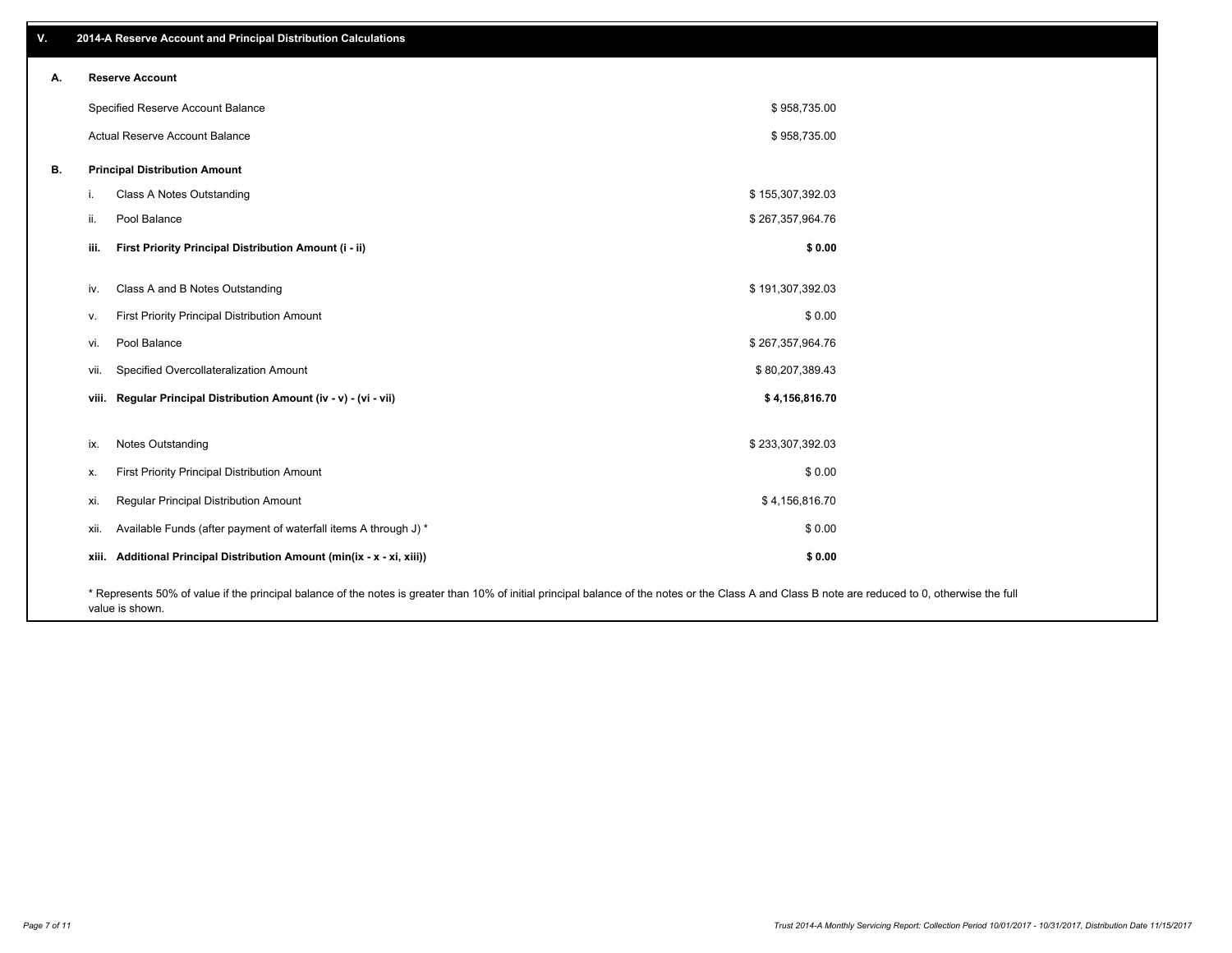## V. 2014-A Reserve Account and Principal Distribution Calculations

### A. Reserve Account

| | |
|---|---|
| Specified Reserve Account Balance | $ 958,735.00 |
| Actual Reserve Account Balance | $ 958,735.00 |

### B. Principal Distribution Amount

| | | |
|---|---|---|
| i. | Class A Notes Outstanding | $ 155,307,392.03 |
| ii. | Pool Balance | $ 267,357,964.76 |
| **iii.** | **First Priority Principal Distribution Amount (i - ii)** | **$ 0.00** |
| iv. | Class A and B Notes Outstanding | $ 191,307,392.03 |
| v. | First Priority Principal Distribution Amount | $ 0.00 |
| vi. | Pool Balance | $ 267,357,964.76 |
| vii. | Specified Overcollateralization Amount | $ 80,207,389.43 |
| **viii.** | **Regular Principal Distribution Amount (iv - v) - (vi - vii)** | **$ 4,156,816.70** |
| ix. | Notes Outstanding | $ 233,307,392.03 |
| x. | First Priority Principal Distribution Amount | $ 0.00 |
| xi. | Regular Principal Distribution Amount | $ 4,156,816.70 |
| xii. | Available Funds (after payment of waterfall items A through J) * | $ 0.00 |
| **xiii.** | **Additional Principal Distribution Amount (min(ix - x - xi, xiii))** | **$ 0.00** |

* Represents 50% of value if the principal balance of the notes is greater than 10% of initial principal balance of the notes or the Class A and Class B note are reduced to 0, otherwise the full value is shown.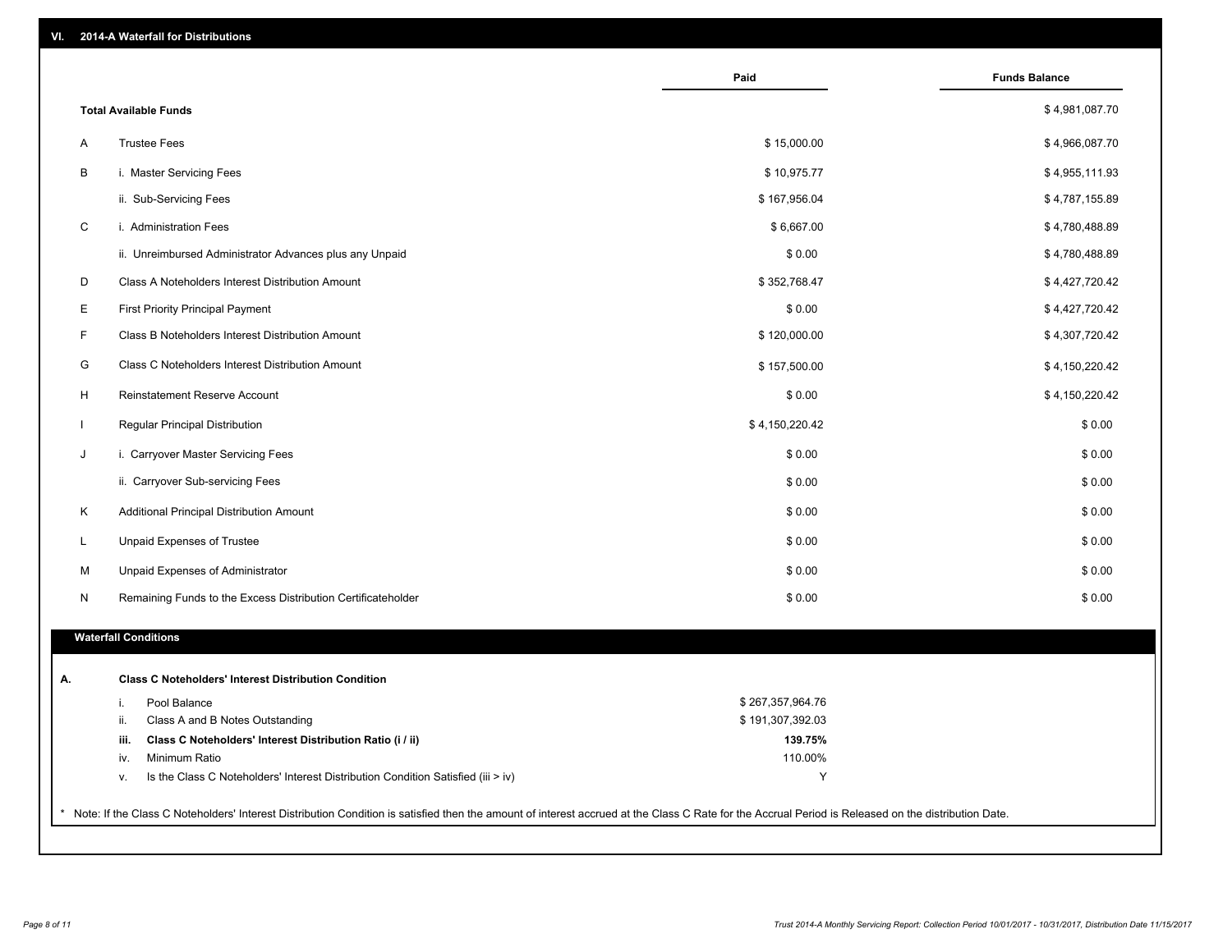## VI. 2014-A Waterfall for Distributions

| | | Paid | Funds Balance |
|---|---|---|---|
| | **Total Available Funds** | | $ 4,981,087.70 |
| A | Trustee Fees | $ 15,000.00 | $ 4,966,087.70 |
| B | i. Master Servicing Fees | $ 10,975.77 | $ 4,955,111.93 |
| | ii. Sub-Servicing Fees | $ 167,956.04 | $ 4,787,155.89 |
| C | i. Administration Fees | $ 6,667.00 | $ 4,780,488.89 |
| | ii. Unreimbursed Administrator Advances plus any Unpaid | $ 0.00 | $ 4,780,488.89 |
| D | Class A Noteholders Interest Distribution Amount | $ 352,768.47 | $ 4,427,720.42 |
| E | First Priority Principal Payment | $ 0.00 | $ 4,427,720.42 |
| F | Class B Noteholders Interest Distribution Amount | $ 120,000.00 | $ 4,307,720.42 |
| G | Class C Noteholders Interest Distribution Amount | $ 157,500.00 | $ 4,150,220.42 |
| H | Reinstatement Reserve Account | $ 0.00 | $ 4,150,220.42 |
| I | Regular Principal Distribution | $ 4,150,220.42 | $ 0.00 |
| J | i. Carryover Master Servicing Fees | $ 0.00 | $ 0.00 |
| | ii. Carryover Sub-servicing Fees | $ 0.00 | $ 0.00 |
| K | Additional Principal Distribution Amount | $ 0.00 | $ 0.00 |
| L | Unpaid Expenses of Trustee | $ 0.00 | $ 0.00 |
| M | Unpaid Expenses of Administrator | $ 0.00 | $ 0.00 |
| N | Remaining Funds to the Excess Distribution Certificateholder | $ 0.00 | $ 0.00 |

### Waterfall Conditions

**A. Class C Noteholders' Interest Distribution Condition**

| | | |
|---|---|---|
| i. | Pool Balance | $ 267,357,964.76 |
| ii. | Class A and B Notes Outstanding | $ 191,307,392.03 |
| **iii.** | **Class C Noteholders' Interest Distribution Ratio (i / ii)** | **139.75%** |
| iv. | Minimum Ratio | 110.00% |
| v. | Is the Class C Noteholders' Interest Distribution Condition Satisfied (iii > iv) | Y |

* Note: If the Class C Noteholders' Interest Distribution Condition is satisfied then the amount of interest accrued at the Class C Rate for the Accrual Period is Released on the distribution Date.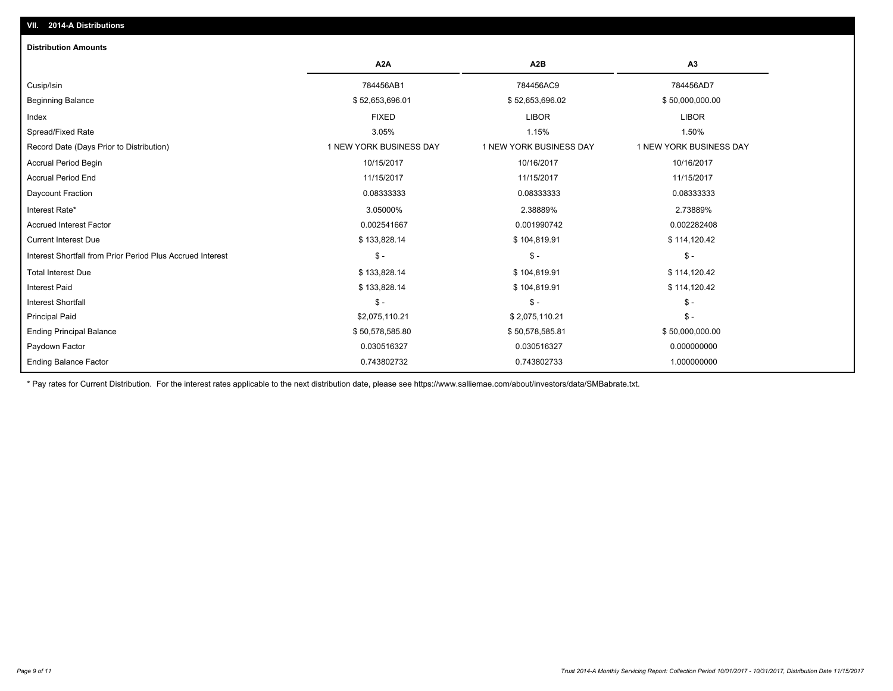## VII. 2014-A Distributions

### Distribution Amounts

| | A2A | A2B | A3 |
|---|---|---|---|
| Cusip/Isin | 784456AB1 | 784456AC9 | 784456AD7 |
| Beginning Balance | $ 52,653,696.01 | $ 52,653,696.02 | $ 50,000,000.00 |
| Index | FIXED | LIBOR | LIBOR |
| Spread/Fixed Rate | 3.05% | 1.15% | 1.50% |
| Record Date (Days Prior to Distribution) | 1 NEW YORK BUSINESS DAY | 1 NEW YORK BUSINESS DAY | 1 NEW YORK BUSINESS DAY |
| Accrual Period Begin | 10/15/2017 | 10/16/2017 | 10/16/2017 |
| Accrual Period End | 11/15/2017 | 11/15/2017 | 11/15/2017 |
| Daycount Fraction | 0.08333333 | 0.08333333 | 0.08333333 |
| Interest Rate* | 3.05000% | 2.38889% | 2.73889% |
| Accrued Interest Factor | 0.002541667 | 0.001990742 | 0.002282408 |
| Current Interest Due | $ 133,828.14 | $ 104,819.91 | $ 114,120.42 |
| Interest Shortfall from Prior Period Plus Accrued Interest | $ - | $ - | $ - |
| Total Interest Due | $ 133,828.14 | $ 104,819.91 | $ 114,120.42 |
| Interest Paid | $ 133,828.14 | $ 104,819.91 | $ 114,120.42 |
| Interest Shortfall | $ - | $ - | $ - |
| Principal Paid | $2,075,110.21 | $ 2,075,110.21 | $ - |
| Ending Principal Balance | $ 50,578,585.80 | $ 50,578,585.81 | $ 50,000,000.00 |
| Paydown Factor | 0.030516327 | 0.030516327 | 0.000000000 |
| Ending Balance Factor | 0.743802732 | 0.743802733 | 1.000000000 |

* Pay rates for Current Distribution. For the interest rates applicable to the next distribution date, please see https://www.salliemae.com/about/investors/data/SMBabrate.txt.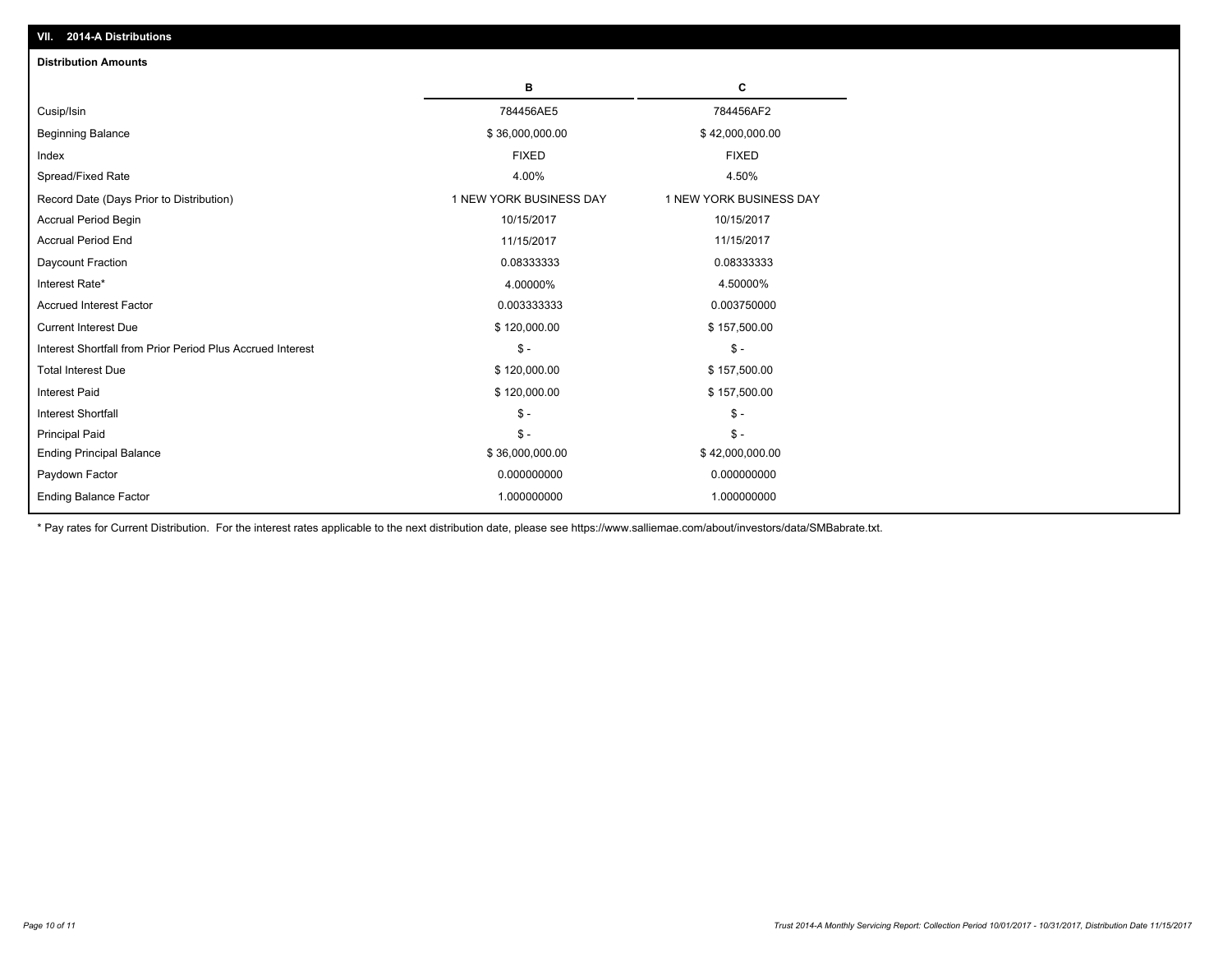## VII. 2014-A Distributions

### Distribution Amounts

| | B | C |
|---|---|---|
| Cusip/Isin | 784456AE5 | 784456AF2 |
| Beginning Balance | $ 36,000,000.00 | $ 42,000,000.00 |
| Index | FIXED | FIXED |
| Spread/Fixed Rate | 4.00% | 4.50% |
| Record Date (Days Prior to Distribution) | 1 NEW YORK BUSINESS DAY | 1 NEW YORK BUSINESS DAY |
| Accrual Period Begin | 10/15/2017 | 10/15/2017 |
| Accrual Period End | 11/15/2017 | 11/15/2017 |
| Daycount Fraction | 0.08333333 | 0.08333333 |
| Interest Rate* | 4.00000% | 4.50000% |
| Accrued Interest Factor | 0.003333333 | 0.003750000 |
| Current Interest Due | $ 120,000.00 | $ 157,500.00 |
| Interest Shortfall from Prior Period Plus Accrued Interest | $ - | $ - |
| Total Interest Due | $ 120,000.00 | $ 157,500.00 |
| Interest Paid | $ 120,000.00 | $ 157,500.00 |
| Interest Shortfall | $ - | $ - |
| Principal Paid | $ - | $ - |
| Ending Principal Balance | $ 36,000,000.00 | $ 42,000,000.00 |
| Paydown Factor | 0.000000000 | 0.000000000 |
| Ending Balance Factor | 1.000000000 | 1.000000000 |

* Pay rates for Current Distribution. For the interest rates applicable to the next distribution date, please see https://www.salliemae.com/about/investors/data/SMBabrate.txt.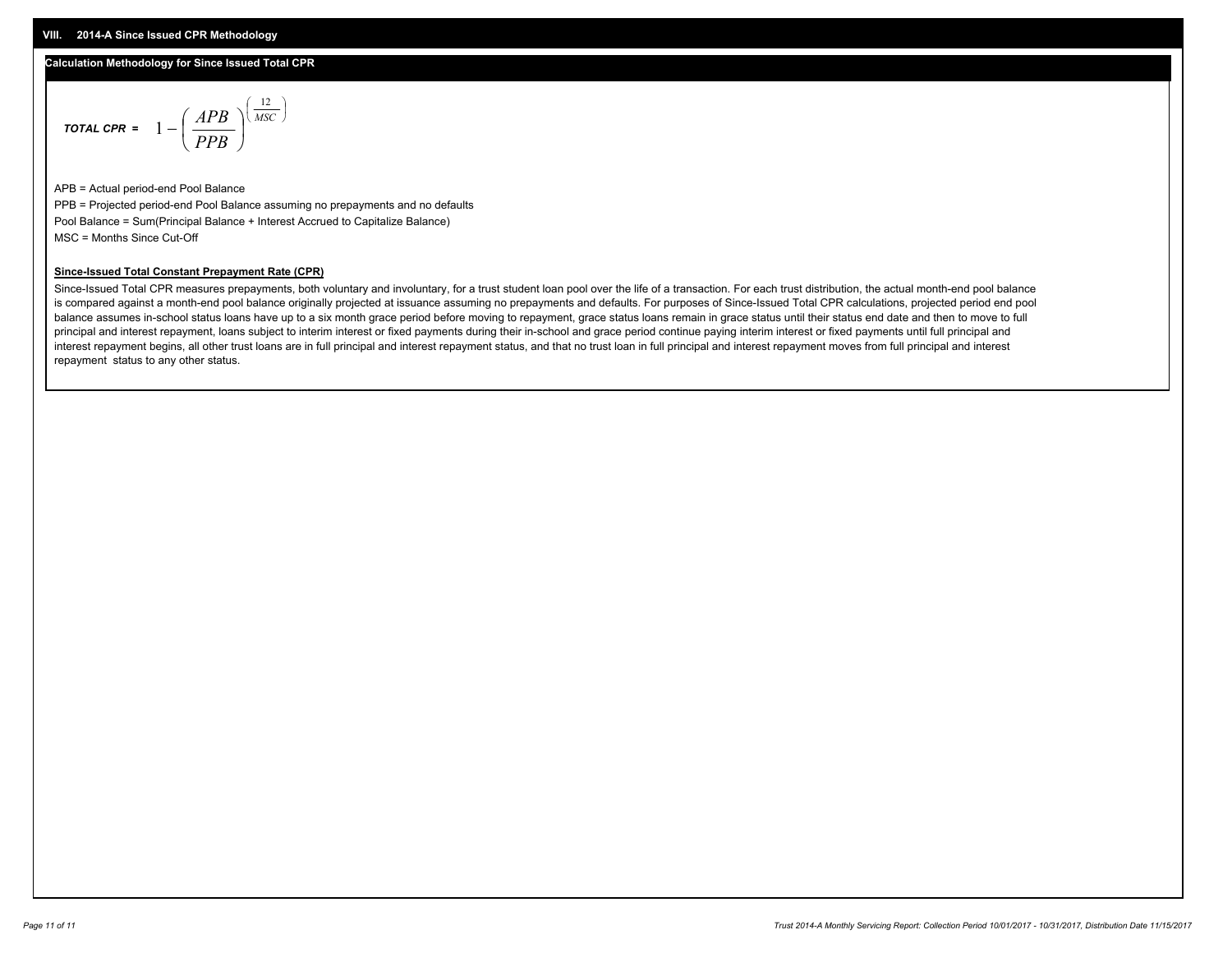## VIII. 2014-A Since Issued CPR Methodology

### Calculation Methodology for Since Issued Total CPR

$$\textbf{\textit{TOTAL CPR}} = 1 - \left( \frac{APB}{PPB} \right)^{\left( \frac{12}{MSC} \right)}$$

APB = Actual period-end Pool Balance

PPB = Projected period-end Pool Balance assuming no prepayments and no defaults

Pool Balance = Sum(Principal Balance + Interest Accrued to Capitalize Balance)

MSC = Months Since Cut-Off

**Since-Issued Total Constant Prepayment Rate (CPR)**

Since-Issued Total CPR measures prepayments, both voluntary and involuntary, for a trust student loan pool over the life of a transaction. For each trust distribution, the actual month-end pool balance is compared against a month-end pool balance originally projected at issuance assuming no prepayments and defaults. For purposes of Since-Issued Total CPR calculations, projected period end pool balance assumes in-school status loans have up to a six month grace period before moving to repayment, grace status loans remain in grace status until their status end date and then to move to full principal and interest repayment, loans subject to interim interest or fixed payments during their in-school and grace period continue paying interim interest or fixed payments until full principal and interest repayment begins, all other trust loans are in full principal and interest repayment status, and that no trust loan in full principal and interest repayment moves from full principal and interest repayment status to any other status.